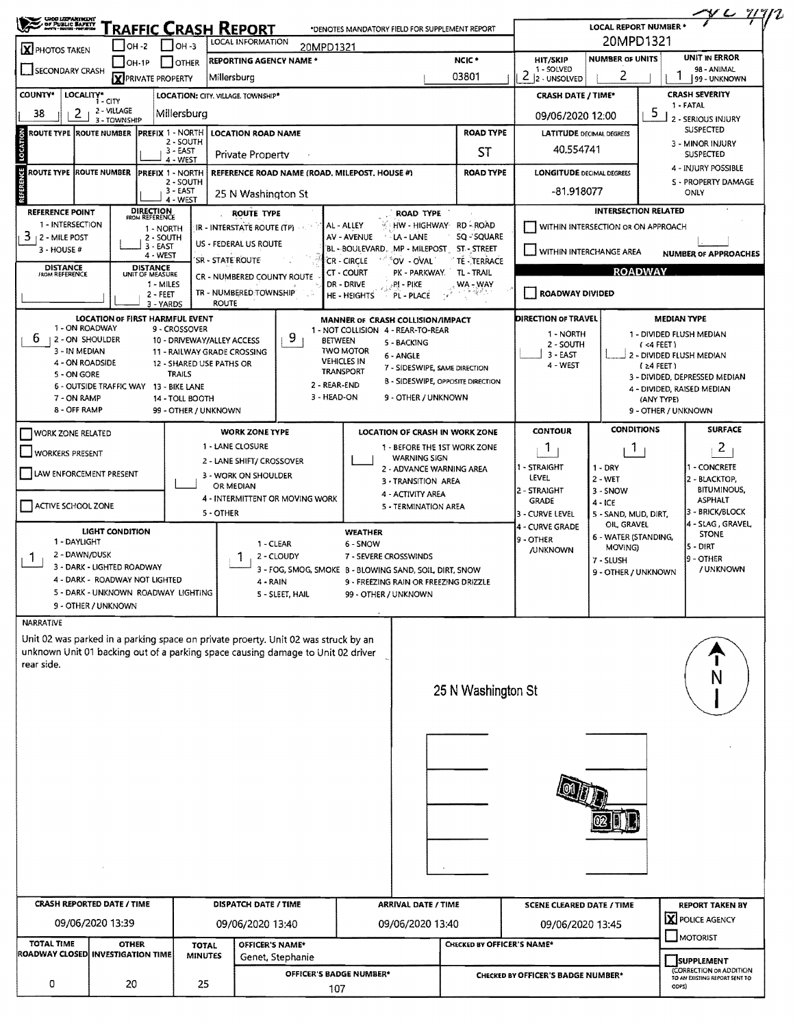# TRAFFIC CRASH REPORT

OHIO DEPARTMENT OF PUBLIC SAFETY

*DENOTES MANDATORY FIELD FOR SUPPLEMENT REPORT

YL 9/7/2

| Field | Value |
|---|---|
| LOCAL REPORT NUMBER * | 20MPD1321 |
| LOCAL INFORMATION | 20MPD1321 |
| PHOTOS TAKEN | X |
| OH-2 / OH-3 / OH-1P / OTHER | |
| SECONDARY CRASH | |
| PRIVATE PROPERTY | X |
| REPORTING AGENCY NAME * | Millersburg |
| NCIC * | 03801 |
| HIT/SKIP (1 - SOLVED, 2 - UNSOLVED) | 2 |
| NUMBER OF UNITS | 2 |
| UNIT IN ERROR (98 - ANIMAL, 99 - UNKNOWN) | 1 |
| COUNTY* | 38 |
| LOCALITY* (1 - CITY, 2 - VILLAGE, 3 - TOWNSHIP) | 2 |
| LOCATION: CITY, VILLAGE, TOWNSHIP* | Millersburg |
| CRASH DATE / TIME* | 09/06/2020 12:00 |
| CRASH SEVERITY (1 - FATAL, 2 - SERIOUS INJURY SUSPECTED, 3 - MINOR INJURY SUSPECTED, 4 - INJURY POSSIBLE, 5 - PROPERTY DAMAGE ONLY) | 5 |

## LOCATION

| ROUTE TYPE | ROUTE NUMBER | PREFIX (1 - NORTH, 2 - SOUTH, 3 - EAST, 4 - WEST) | LOCATION ROAD NAME | ROAD TYPE | LATITUDE DECIMAL DEGREES |
|---|---|---|---|---|---|
| | | | Private Property | ST | 40.554741 |

## REFERENCE

| ROUTE TYPE | ROUTE NUMBER | PREFIX (1 - NORTH, 2 - SOUTH, 3 - EAST, 4 - WEST) | REFERENCE ROAD NAME (ROAD, MILEPOST, HOUSE #) | ROAD TYPE | LONGITUDE DECIMAL DEGREES |
|---|---|---|---|---|---|
| | | | 25 N Washington St | | -81.918077 |

| Field | Value |
|---|---|
| REFERENCE POINT (1 - INTERSECTION, 2 - MILE POST, 3 - HOUSE #) | 3 |
| DIRECTION FROM REFERENCE (1 - NORTH, 2 - SOUTH, 3 - EAST, 4 - WEST) | |
| DISTANCE FROM REFERENCE | |
| DISTANCE UNIT OF MEASURE (1 - MILES, 2 - FEET, 3 - YARDS) | |

ROUTE TYPE: IR - INTERSTATE ROUTE (TP), US - FEDERAL US ROUTE, SR - STATE ROUTE, CR - NUMBERED COUNTY ROUTE, TR - NUMBERED TOWNSHIP ROUTE

ROAD TYPE: AL - ALLEY, AV - AVENUE, BL - BOULEVARD, CR - CIRCLE, CT - COURT, DR - DRIVE, HE - HEIGHTS, HW - HIGHWAY, LA - LANE, MP - MILEPOST, OV - OVAL, PK - PARKWAY, PI - PIKE, PL - PLACE, RD - ROAD, SQ - SQUARE, ST - STREET, TE - TERRACE, TL - TRAIL, WA - WAY

### INTERSECTION RELATED

- [ ] WITHIN INTERSECTION OR ON APPROACH
- [ ] WITHIN INTERCHANGE AREA
- NUMBER OF APPROACHES:

### ROADWAY

- [ ] ROADWAY DIVIDED

| Field | Value |
|---|---|
| LOCATION OF FIRST HARMFUL EVENT (1 - ON ROADWAY, 2 - ON SHOULDER, 3 - IN MEDIAN, 4 - ON ROADSIDE, 5 - ON GORE, 6 - OUTSIDE TRAFFIC WAY, 7 - ON RAMP, 8 - OFF RAMP, 9 - CROSSOVER, 10 - DRIVEWAY/ALLEY ACCESS, 11 - RAILWAY GRADE CROSSING, 12 - SHARED USE PATHS OR TRAILS, 13 - BIKE LANE, 14 - TOLL BOOTH, 99 - OTHER / UNKNOWN) | 6 |
| MANNER OF CRASH COLLISION/IMPACT (1 - NOT COLLISION BETWEEN TWO MOTOR VEHICLES IN TRANSPORT, 2 - REAR-END, 3 - HEAD-ON, 4 - REAR-TO-REAR, 5 - BACKING, 6 - ANGLE, 7 - SIDESWIPE, SAME DIRECTION, 8 - SIDESWIPE, OPPOSITE DIRECTION, 9 - OTHER / UNKNOWN) | 9 |
| DIRECTION OF TRAVEL (1 - NORTH, 2 - SOUTH, 3 - EAST, 4 - WEST) | |
| MEDIAN TYPE (1 - DIVIDED FLUSH MEDIAN (<4 FEET), 2 - DIVIDED FLUSH MEDIAN (≥4 FEET), 3 - DIVIDED, DEPRESSED MEDIAN, 4 - DIVIDED, RAISED MEDIAN (ANY TYPE), 9 - OTHER / UNKNOWN) | |

- [ ] WORK ZONE RELATED
- [ ] WORKERS PRESENT
- [ ] LAW ENFORCEMENT PRESENT
- [ ] ACTIVE SCHOOL ZONE

| Field | Value |
|---|---|
| WORK ZONE TYPE (1 - LANE CLOSURE, 2 - LANE SHIFT/ CROSSOVER, 3 - WORK ON SHOULDER OR MEDIAN, 4 - INTERMITTENT OR MOVING WORK, 5 - OTHER) | |
| LOCATION OF CRASH IN WORK ZONE (1 - BEFORE THE 1ST WORK ZONE WARNING SIGN, 2 - ADVANCE WARNING AREA, 3 - TRANSITION AREA, 4 - ACTIVITY AREA, 5 - TERMINATION AREA) | |
| CONTOUR (1 - STRAIGHT LEVEL, 2 - STRAIGHT GRADE, 3 - CURVE LEVEL, 4 - CURVE GRADE, 9 - OTHER /UNKNOWN) | 1 |
| CONDITIONS (1 - DRY, 2 - WET, 3 - SNOW, 4 - ICE, 5 - SAND, MUD, DIRT, OIL, GRAVEL, 6 - WATER (STANDING, MOVING), 7 - SLUSH, 9 - OTHER / UNKNOWN) | 1 |
| SURFACE (1 - CONCRETE, 2 - BLACKTOP, BITUMINOUS, ASPHALT, 3 - BRICK/BLOCK, 4 - SLAG, GRAVEL, STONE, 5 - DIRT, 9 - OTHER / UNKNOWN) | 2 |
| LIGHT CONDITION (1 - DAYLIGHT, 2 - DAWN/DUSK, 3 - DARK - LIGHTED ROADWAY, 4 - DARK - ROADWAY NOT LIGHTED, 5 - DARK - UNKNOWN ROADWAY LIGHTING, 9 - OTHER / UNKNOWN) | 1 |
| WEATHER (1 - CLEAR, 2 - CLOUDY, 3 - FOG, SMOG, SMOKE, 4 - RAIN, 5 - SLEET, HAIL, 6 - SNOW, 7 - SEVERE CROSSWINDS, 8 - BLOWING SAND, SOIL, DIRT, SNOW, 9 - FREEZING RAIN OR FREEZING DRIZZLE, 99 - OTHER / UNKNOWN) | 1 |

## NARRATIVE

Unit 02 was parked in a parking space on private proerty. Unit 02 was struck by an unknown Unit 01 backing out of a parking space causing damage to Unit 02 driver rear side.

25 N Washington St

N

| CRASH REPORTED DATE / TIME | DISPATCH DATE / TIME | ARRIVAL DATE / TIME | SCENE CLEARED DATE / TIME | REPORT TAKEN BY |
|---|---|---|---|---|
| 09/06/2020 13:39 | 09/06/2020 13:40 | 09/06/2020 13:40 | 09/06/2020 13:45 | X POLICE AGENCY / MOTORIST |

| TOTAL TIME ROADWAY CLOSED | OTHER INVESTIGATION TIME | TOTAL MINUTES | OFFICER'S NAME* | OFFICER'S BADGE NUMBER* | CHECKED BY OFFICER'S NAME* | CHECKED BY OFFICER'S BADGE NUMBER* | SUPPLEMENT (CORRECTION OR ADDITION TO AN EXISTING REPORT SENT TO ODPS) |
|---|---|---|---|---|---|---|---|
| 0 | 20 | 25 | Genet, Stephanie | 107 | | | |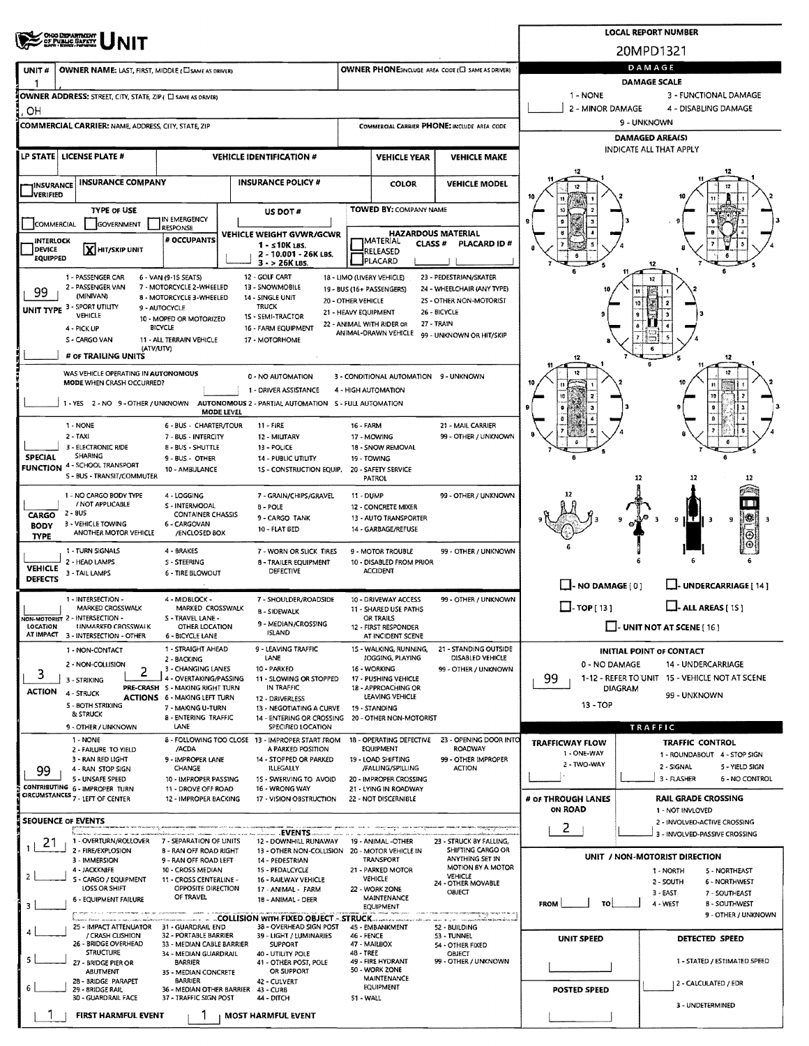# UNIT

**LOCAL REPORT NUMBER:** 20MPD1321

| UNIT # | OWNER NAME: LAST, FIRST, MIDDLE (☐ SAME AS DRIVER) | OWNER PHONE: INCLUDE AREA CODE (☐ SAME AS DRIVER) |
|---|---|---|
| 1 | , | |

**OWNER ADDRESS:** STREET, CITY, STATE, ZIP (☐ SAME AS DRIVER)
, OH

**COMMERCIAL CARRIER:** NAME, ADDRESS, CITY, STATE, ZIP | **COMMERCIAL CARRIER PHONE:** INCLUDE AREA CODE

| LP STATE | LICENSE PLATE # | VEHICLE IDENTIFICATION # | VEHICLE YEAR | VEHICLE MAKE |
|---|---|---|---|---|
| | | | | |

| ☐ INSURANCE VERIFIED | INSURANCE COMPANY | INSURANCE POLICY # | COLOR | VEHICLE MODEL |
|---|---|---|---|---|
| | | | | |

**TYPE OF USE:** ☐ COMMERCIAL ☐ GOVERNMENT ☐ IN EMERGENCY RESPONSE

☐ INTERLOCK DEVICE EQUIPPED | ☒ HIT/SKIP UNIT | # OCCUPANTS

**US DOT #**

**VEHICLE WEIGHT GVWR/GCWR:** 1 - ≤10K LBS. 2 - 10.001 - 26K LBS. 3 - > 26K LBS.

**TOWED BY:** COMPANY NAME

**HAZARDOUS MATERIAL:** ☐ MATERIAL CLASS # ☐ RELEASED ☐ PLACARD | PLACARD ID #

**UNIT TYPE:** 99
1 - PASSENGER CAR, 2 - PASSENGER VAN (MINIVAN), 3 - SPORT UTILITY VEHICLE, 4 - PICK UP, 5 - CARGO VAN, 6 - VAN (9-15 SEATS), 7 - MOTORCYCLE 2-WHEELED, 8 - MOTORCYCLE 3-WHEELED, 9 - AUTOCYCLE, 10 - MOPED OR MOTORIZED BICYCLE, 11 - ALL TERRAIN VEHICLE (ATV/UTV), 12 - GOLF CART, 13 - SNOWMOBILE, 14 - SINGLE UNIT TRUCK, 15 - SEMI-TRACTOR, 16 - FARM EQUIPMENT, 17 - MOTORHOME, 18 - LIMO (LIVERY VEHICLE), 19 - BUS (16+ PASSENGERS), 20 - OTHER VEHICLE, 21 - HEAVY EQUIPMENT, 22 - ANIMAL WITH RIDER OR ANIMAL-DRAWN VEHICLE, 23 - PEDESTRIAN/SKATER, 24 - WHEELCHAIR (ANY TYPE), 25 - OTHER NON-MOTORIST, 26 - BICYCLE, 27 - TRAIN, 99 - UNKNOWN OR HIT/SKIP

**# OF TRAILING UNITS:**

**WAS VEHICLE OPERATING IN AUTONOMOUS MODE WHEN CRASH OCCURRED?** 1 - YES 2 - NO 9 - OTHER / UNKNOWN

**AUTONOMOUS MODE LEVEL:** 0 - NO AUTOMATION, 1 - DRIVER ASSISTANCE, 2 - PARTIAL AUTOMATION, 3 - CONDITIONAL AUTOMATION, 4 - HIGH AUTOMATION, 5 - FULL AUTOMATION, 9 - UNKNOWN

**SPECIAL FUNCTION:**
1 - NONE, 2 - TAXI, 3 - ELECTRONIC RIDE SHARING, 4 - SCHOOL TRANSPORT, 5 - BUS - TRANSIT/COMMUTER, 6 - BUS - CHARTER/TOUR, 7 - BUS - INTERCITY, 8 - BUS - SHUTTLE, 9 - BUS - OTHER, 10 - AMBULANCE, 11 - FIRE, 12 - MILITARY, 13 - POLICE, 14 - PUBLIC UTILITY, 15 - CONSTRUCTION EQUIP., 16 - FARM, 17 - MOWING, 18 - SNOW REMOVAL, 19 - TOWING, 20 - SAFETY SERVICE PATROL, 21 - MAIL CARRIER, 99 - OTHER / UNKNOWN

**CARGO BODY TYPE:**
1 - NO CARGO BODY TYPE / NOT APPLICABLE, 2 - BUS, 3 - VEHICLE TOWING ANOTHER MOTOR VEHICLE, 4 - LOGGING, 5 - INTERMODAL CONTAINER CHASSIS, 6 - CARGOVAN /ENCLOSED BOX, 7 - GRAIN/CHIPS/GRAVEL, 8 - POLE, 9 - CARGO TANK, 10 - FLAT BED, 11 - DUMP, 12 - CONCRETE MIXER, 13 - AUTO TRANSPORTER, 14 - GARBAGE/REFUSE, 99 - OTHER / UNKNOWN

**VEHICLE DEFECTS:**
1 - TURN SIGNALS, 2 - HEAD LAMPS, 3 - TAIL LAMPS, 4 - BRAKES, 5 - STEERING, 6 - TIRE BLOWOUT, 7 - WORN OR SLICK TIRES, 8 - TRAILER EQUIPMENT DEFECTIVE, 9 - MOTOR TROUBLE, 10 - DISABLED FROM PRIOR ACCIDENT, 99 - OTHER / UNKNOWN

**NON-MOTORIST LOCATION AT IMPACT:**
1 - INTERSECTION - MARKED CROSSWALK, 2 - INTERSECTION - UNMARKED CROSSWALK, 3 - INTERSECTION - OTHER, 4 - MIDBLOCK - MARKED CROSSWALK, 5 - TRAVEL LANE - OTHER LOCATION, 6 - BICYCLE LANE, 7 - SHOULDER/ROADSIDE, 8 - SIDEWALK, 9 - MEDIAN/CROSSING ISLAND, 10 - DRIVEWAY ACCESS, 11 - SHARED USE PATHS OR TRAILS, 12 - FIRST RESPONDER AT INCIDENT SCENE, 99 - OTHER / UNKNOWN

**ACTION:** 3
1 - NON-CONTACT, 2 - NON-COLLISION, 3 - STRIKING, 4 - STRUCK, 5 - BOTH STRIKING & STRUCK, 9 - OTHER / UNKNOWN

**PRE-CRASH ACTIONS:** 2
1 - STRAIGHT AHEAD, 2 - BACKING, 3 - CHANGING LANES, 4 - OVERTAKING/PASSING, 5 - MAKING RIGHT TURN, 6 - MAKING LEFT TURN, 7 - MAKING U-TURN, 8 - ENTERING TRAFFIC LANE, 9 - LEAVING TRAFFIC LANE, 10 - PARKED, 11 - SLOWING OR STOPPED IN TRAFFIC, 12 - DRIVERLESS, 13 - NEGOTIATING A CURVE, 14 - ENTERING OR CROSSING SPECIFIED LOCATION, 15 - WALKING, RUNNING, JOGGING, PLAYING, 16 - WORKING, 17 - PUSHING VEHICLE, 18 - APPROACHING OR LEAVING VEHICLE, 19 - STANDING, 20 - OTHER NON-MOTORIST, 21 - STANDING OUTSIDE DISABLED VEHICLE, 99 - OTHER / UNKNOWN

**CONTRIBUTING CIRCUMSTANCES:** 99
1 - NONE, 2 - FAILURE TO YIELD, 3 - RAN RED LIGHT, 4 - RAN STOP SIGN, 5 - UNSAFE SPEED, 6 - IMPROPER TURN, 7 - LEFT OF CENTER, 8 - FOLLOWING TOO CLOSE /ACDA, 9 - IMPROPER LANE CHANGE, 10 - IMPROPER PASSING, 11 - DROVE OFF ROAD, 12 - IMPROPER BACKING, 13 - IMPROPER START FROM A PARKED POSITION, 14 - STOPPED OR PARKED ILLEGALLY, 15 - SWERVING TO AVOID, 16 - WRONG WAY, 17 - VISION OBSTRUCTION, 18 - OPERATING DEFECTIVE EQUIPMENT, 19 - LOAD SHIFTING /FALLING/SPILLING, 20 - IMPROPER CROSSING, 21 - LYING IN ROADWAY, 22 - NOT DISCERNIBLE, 23 - OPENING DOOR INTO ROADWAY, 99 - OTHER IMPROPER ACTION

**SEQUENCE OF EVENTS**

| # | Event |
|---|---|
| 1 | 21 |
| 2 | |
| 3 | |
| 4 | |
| 5 | |
| 6 | |

**EVENTS:**
1 - OVERTURN/ROLLOVER, 2 - FIRE/EXPLOSION, 3 - IMMERSION, 4 - JACKKNIFE, 5 - CARGO / EQUIPMENT LOSS OR SHIFT, 6 - EQUIPMENT FAILURE, 7 - SEPARATION OF UNITS, 8 - RAN OFF ROAD RIGHT, 9 - RAN OFF ROAD LEFT, 10 - CROSS MEDIAN, 11 - CROSS CENTERLINE - OPPOSITE DIRECTION OF TRAVEL, 12 - DOWNHILL RUNAWAY, 13 - OTHER NON-COLLISION, 14 - PEDESTRIAN, 15 - PEDALCYCLE, 16 - RAILWAY VEHICLE, 17 - ANIMAL - FARM, 18 - ANIMAL - DEER, 19 - ANIMAL -OTHER, 20 - MOTOR VEHICLE IN TRANSPORT, 21 - PARKED MOTOR VEHICLE, 22 - WORK ZONE MAINTENANCE EQUIPMENT, 23 - STRUCK BY FALLING, SHIFTING CARGO OR ANYTHING SET IN MOTION BY A MOTOR VEHICLE, 24 - OTHER MOVABLE OBJECT

**COLLISION WITH FIXED OBJECT - STRUCK:**
25 - IMPACT ATTENUATOR / CRASH CUSHION, 26 - BRIDGE OVERHEAD STRUCTURE, 27 - BRIDGE PIER OR ABUTMENT, 28 - BRIDGE PARAPET, 29 - BRIDGE RAIL, 30 - GUARDRAIL FACE, 31 - GUARDRAIL END, 32 - PORTABLE BARRIER, 33 - MEDIAN CABLE BARRIER, 34 - MEDIAN GUARDRAIL BARRIER, 35 - MEDIAN CONCRETE BARRIER, 36 - MEDIAN OTHER BARRIER, 37 - TRAFFIC SIGN POST, 38 - OVERHEAD SIGN POST, 39 - LIGHT / LUMINARIES SUPPORT, 40 - UTILITY POLE, 41 - OTHER POST, POLE OR SUPPORT, 42 - CULVERT, 43 - CURB, 44 - DITCH, 45 - EMBANKMENT, 46 - FENCE, 47 - MAILBOX, 48 - TREE, 49 - FIRE HYDRANT, 50 - WORK ZONE MAINTENANCE EQUIPMENT, 51 - WALL, 52 - BUILDING, 53 - TUNNEL, 54 - OTHER FIXED OBJECT, 99 - OTHER / UNKNOWN

**FIRST HARMFUL EVENT:** 1 | **MOST HARMFUL EVENT:** 1

## DAMAGE

**DAMAGE SCALE:** 1 - NONE, 2 - MINOR DAMAGE, 3 - FUNCTIONAL DAMAGE, 4 - DISABLING DAMAGE, 9 - UNKNOWN

**DAMAGED AREA(S)** INDICATE ALL THAT APPLY

☐ - NO DAMAGE [ 0 ] ☐ - UNDERCARRIAGE [ 14 ]
☐ - TOP [ 13 ] ☐ - ALL AREAS [ 15 ]
☐ - UNIT NOT AT SCENE [ 16 ]

**INITIAL POINT OF CONTACT:** 99
0 - NO DAMAGE, 1-12 - REFER TO UNIT DIAGRAM, 13 - TOP, 14 - UNDERCARRIAGE, 15 - VEHICLE NOT AT SCENE, 99 - UNKNOWN

## TRAFFIC

**TRAFFICWAY FLOW:** 1 - ONE-WAY, 2 - TWO-WAY

**TRAFFIC CONTROL:** 1 - ROUNDABOUT, 2 - SIGNAL, 3 - FLASHER, 4 - STOP SIGN, 5 - YIELD SIGN, 6 - NO CONTROL

**# OF THROUGH LANES ON ROAD:** 2

**RAIL GRADE CROSSING:** 1 - NOT INVLOVED, 2 - INVOLVED-ACTIVE CROSSING, 3 - INVOLVED-PASSIVE CROSSING

**UNIT / NON-MOTORIST DIRECTION:** FROM ___ TO ___
1 - NORTH, 2 - SOUTH, 3 - EAST, 4 - WEST, 5 - NORTHEAST, 6 - NORTHWEST, 7 - SOUTHEAST, 8 - SOUTHWEST, 9 - OTHER / UNKNOWN

**UNIT SPEED:**

**POSTED SPEED:**

**DETECTED SPEED:** 1 - STATED / ESTIMATED SPEED, 2 - CALCULATED / EDR, 3 - UNDETERMINED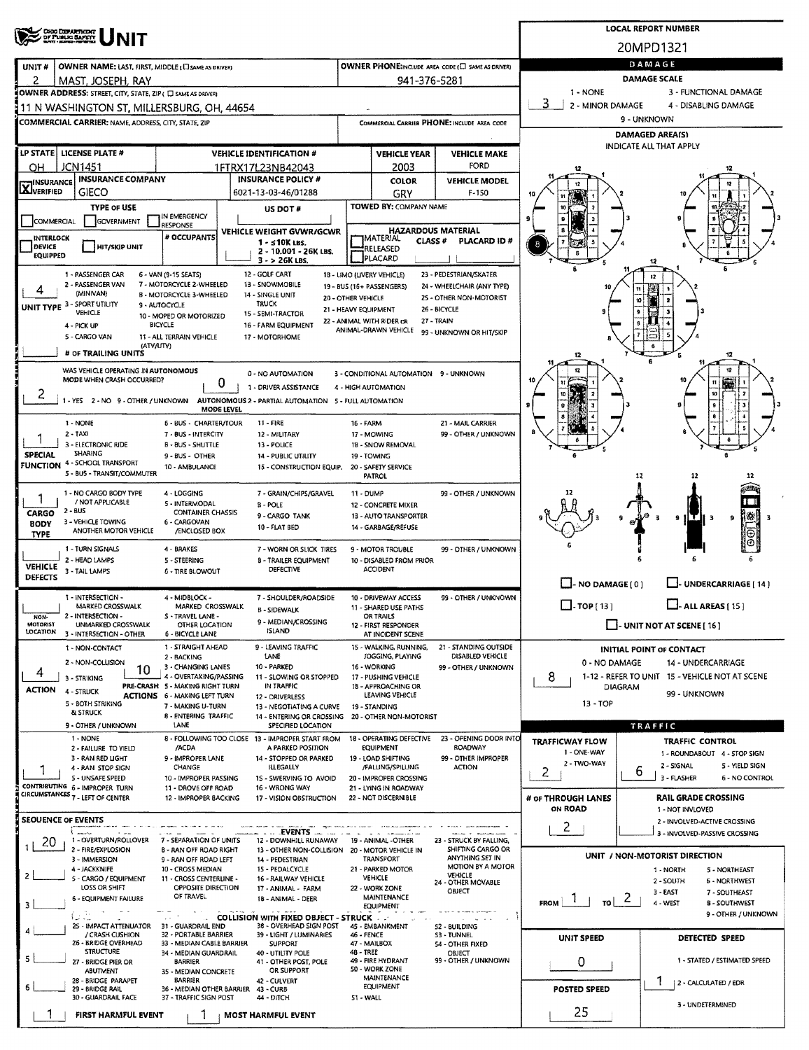# UNIT

**LOCAL REPORT NUMBER:** 20MPD1321

| Field | Value |
|---|---|
| UNIT # | 2 |
| OWNER NAME: LAST, FIRST, MIDDLE | MAST, JOSEPH, RAY |
| OWNER PHONE | 941-376-5281 |
| OWNER ADDRESS | 11 N WASHINGTON ST, MILLERSBURG, OH, 44654 |
| COMMERCIAL CARRIER | |
| LP STATE | OH |
| LICENSE PLATE # | JCN1451 |
| VEHICLE IDENTIFICATION # | 1FTRX17L23NB42043 |
| VEHICLE YEAR | 2003 |
| VEHICLE MAKE | FORD |
| INSURANCE | X VERIFIED |
| INSURANCE COMPANY | GEICO |
| INSURANCE POLICY # | 6021-13-03-46/01288 |
| COLOR | GRY |
| VEHICLE MODEL | F-150 |
| TOWED BY | |
| UNIT TYPE | 4 - PICK UP |
| # OF TRAILING UNITS | |
| WAS VEHICLE OPERATING IN AUTONOMOUS MODE WHEN CRASH OCCURRED? | 2 - NO |
| AUTONOMOUS MODE LEVEL | 0 - NO AUTOMATION |
| SPECIAL FUNCTION | 1 - NONE |
| CARGO BODY TYPE | 1 - NO CARGO BODY TYPE / NOT APPLICABLE |
| VEHICLE DEFECTS | |
| NON-MOTORIST LOCATION | |
| ACTION | 4 - STRUCK |
| PRE-CRASH ACTIONS | 10 - PARKED |
| CONTRIBUTING CIRCUMSTANCES | 1 - NONE |

## DAMAGE

| Field | Value |
|---|---|
| DAMAGE SCALE | 3 - FUNCTIONAL DAMAGE |
| DAMAGED AREA(S) | 8 |
| INITIAL POINT OF CONTACT | 8 |

## SEQUENCE OF EVENTS

| # | Event |
|---|---|
| 1 | 20 - MOTOR VEHICLE IN TRANSPORT |
| 2 | |
| 3 | |
| 4 | |
| 5 | |
| 6 | |

FIRST HARMFUL EVENT: 1
MOST HARMFUL EVENT: 1

## TRAFFIC

| Field | Value |
|---|---|
| TRAFFICWAY FLOW | 2 - TWO-WAY |
| TRAFFIC CONTROL | 6 - NO CONTROL |
| # OF THROUGH LANES ON ROAD | 2 |
| RAIL GRADE CROSSING | |
| UNIT / NON-MOTORIST DIRECTION | FROM 1 - NORTH TO 2 - SOUTH |
| UNIT SPEED | 0 |
| DETECTED SPEED | 1 - STATED / ESTIMATED SPEED |
| POSTED SPEED | 25 |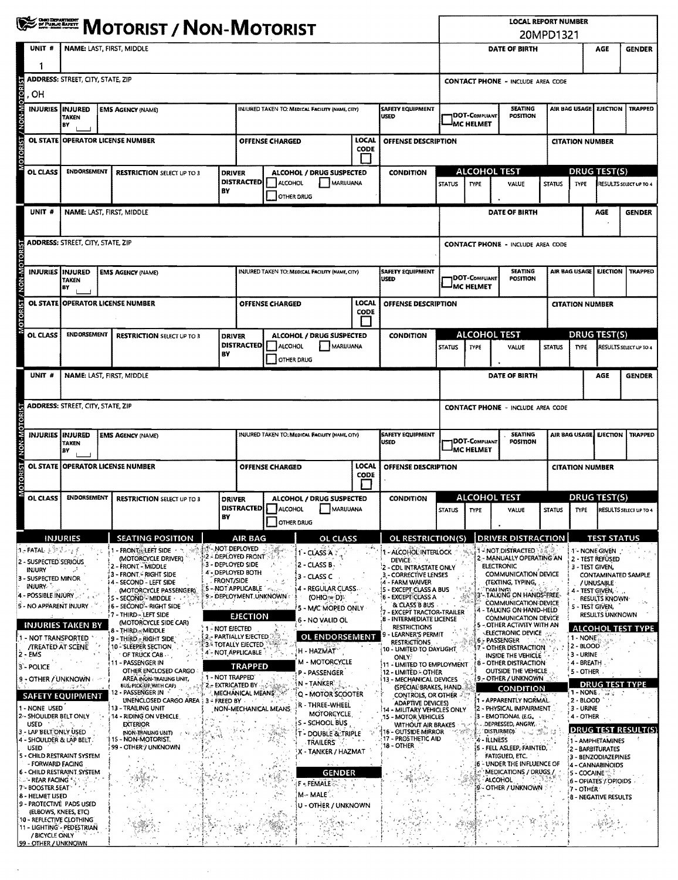# MOTORIST / NON-MOTORIST

**LOCAL REPORT NUMBER**
20MPD1321

## MOTORIST / NON-MOTORIST (Unit 1)

| UNIT # | NAME: LAST, FIRST, MIDDLE | DATE OF BIRTH | AGE | GENDER |
|---|---|---|---|---|
| 1 | | | | |

| ADDRESS: STREET, CITY, STATE, ZIP | CONTACT PHONE - INCLUDE AREA CODE |
|---|---|
| , OH | |

| INJURIES | INJURED TAKEN BY | EMS AGENCY (NAME) | INJURED TAKEN TO: MEDICAL FACILITY (NAME, CITY) | SAFETY EQUIPMENT USED | DOT-COMPLIANT MC HELMET | SEATING POSITION | AIR BAG USAGE | EJECTION | TRAPPED |
|---|---|---|---|---|---|---|---|---|---|
| | | | | | | | | | |

| OL STATE | OPERATOR LICENSE NUMBER | OFFENSE CHARGED | LOCAL CODE | OFFENSE DESCRIPTION | CITATION NUMBER |
|---|---|---|---|---|---|
| | | | | | |

| OL CLASS | ENDORSEMENT | RESTRICTION SELECT UP TO 3 | DRIVER DISTRACTED BY | ALCOHOL / DRUG SUSPECTED (ALCOHOL, MARIJUANA, OTHER DRUG) | CONDITION | ALCOHOL TEST STATUS | TYPE | VALUE | DRUG TEST(S) STATUS | TYPE | RESULTS SELECT UP TO 4 |
|---|---|---|---|---|---|---|---|---|---|---|---|
| | | | | | | | | | | | |

## MOTORIST / NON-MOTORIST

| UNIT # | NAME: LAST, FIRST, MIDDLE | DATE OF BIRTH | AGE | GENDER |
|---|---|---|---|---|
| | | | | |

| ADDRESS: STREET, CITY, STATE, ZIP | CONTACT PHONE - INCLUDE AREA CODE |
|---|---|
| | |

| INJURIES | INJURED TAKEN BY | EMS AGENCY (NAME) | INJURED TAKEN TO: MEDICAL FACILITY (NAME, CITY) | SAFETY EQUIPMENT USED | DOT-COMPLIANT MC HELMET | SEATING POSITION | AIR BAG USAGE | EJECTION | TRAPPED |
|---|---|---|---|---|---|---|---|---|---|
| | | | | | | | | | |

| OL STATE | OPERATOR LICENSE NUMBER | OFFENSE CHARGED | LOCAL CODE | OFFENSE DESCRIPTION | CITATION NUMBER |
|---|---|---|---|---|---|
| | | | | | |

| OL CLASS | ENDORSEMENT | RESTRICTION SELECT UP TO 3 | DRIVER DISTRACTED BY | ALCOHOL / DRUG SUSPECTED (ALCOHOL, MARIJUANA, OTHER DRUG) | CONDITION | ALCOHOL TEST STATUS | TYPE | VALUE | DRUG TEST(S) STATUS | TYPE | RESULTS SELECT UP TO 4 |
|---|---|---|---|---|---|---|---|---|---|---|---|
| | | | | | | | | | | | |

## MOTORIST / NON-MOTORIST

| UNIT # | NAME: LAST, FIRST, MIDDLE | DATE OF BIRTH | AGE | GENDER |
|---|---|---|---|---|
| | | | | |

| ADDRESS: STREET, CITY, STATE, ZIP | CONTACT PHONE - INCLUDE AREA CODE |
|---|---|
| | |

| INJURIES | INJURED TAKEN BY | EMS AGENCY (NAME) | INJURED TAKEN TO: MEDICAL FACILITY (NAME, CITY) | SAFETY EQUIPMENT USED | DOT-COMPLIANT MC HELMET | SEATING POSITION | AIR BAG USAGE | EJECTION | TRAPPED |
|---|---|---|---|---|---|---|---|---|---|
| | | | | | | | | | |

| OL STATE | OPERATOR LICENSE NUMBER | OFFENSE CHARGED | LOCAL CODE | OFFENSE DESCRIPTION | CITATION NUMBER |
|---|---|---|---|---|---|
| | | | | | |

| OL CLASS | ENDORSEMENT | RESTRICTION SELECT UP TO 3 | DRIVER DISTRACTED BY | ALCOHOL / DRUG SUSPECTED (ALCOHOL, MARIJUANA, OTHER DRUG) | CONDITION | ALCOHOL TEST STATUS | TYPE | VALUE | DRUG TEST(S) STATUS | TYPE | RESULTS SELECT UP TO 4 |
|---|---|---|---|---|---|---|---|---|---|---|---|
| | | | | | | | | | | | |

## Codes

### INJURIES
1 - FATAL
2 - SUSPECTED SERIOUS INJURY
3 - SUSPECTED MINOR INJURY
4 - POSSIBLE INJURY
5 - NO APPARENT INJURY

### INJURIES TAKEN BY
1 - NOT TRANSPORTED /TREATED AT SCENE
2 - EMS
3 - POLICE
9 - OTHER / UNKNOWN

### SAFETY EQUIPMENT
1 - NONE USED
2 - SHOULDER BELT ONLY USED
3 - LAP BELT ONLY USED
4 - SHOULDER & LAP BELT USED
5 - CHILD RESTRAINT SYSTEM - FORWARD FACING
6 - CHILD RESTRAINT SYSTEM - REAR FACING
7 - BOOSTER SEAT
8 - HELMET USED
9 - PROTECTIVE PADS USED (ELBOWS, KNEES, ETC)
10 - REFLECTIVE CLOTHING
11 - LIGHTING - PEDESTRIAN / BICYCLE ONLY
99 - OTHER / UNKNOWN

### SEATING POSITION
1 - FRONT - LEFT SIDE (MOTORCYCLE DRIVER)
2 - FRONT - MIDDLE
3 - FRONT - RIGHT SIDE
4 - SECOND - LEFT SIDE (MOTORCYCLE PASSENGER)
5 - SECOND - MIDDLE
6 - SECOND - RIGHT SIDE
7 - THIRD - LEFT SIDE (MOTORCYCLE SIDE CAR)
8 - THIRD - MIDDLE
9 - THIRD - RIGHT SIDE
10 - SLEEPER SECTION OF TRUCK CAB
11 - PASSENGER IN OTHER ENCLOSED CARGO AREA (NON-TRAILING UNIT, BUS, PICK-UP WITH CAP)
12 - PASSENGER IN UNENCLOSED CARGO AREA
13 - TRAILING UNIT
14 - RIDING ON VEHICLE EXTERIOR (NON-TRAILING UNIT)
15 - NON-MOTORIST
99 - OTHER / UNKNOWN

### AIR BAG
1 - NOT DEPLOYED
2 - DEPLOYED FRONT
3 - DEPLOYED SIDE
4 - DEPLOYED BOTH FRONT/SIDE
5 - NOT APPLICABLE
9 - DEPLOYMENT UNKNOWN

### EJECTION
1 - NOT EJECTED
2 - PARTIALLY EJECTED
3 - TOTALLY EJECTED
4 - NOT APPLICABLE

### TRAPPED
1 - NOT TRAPPED
2 - EXTRICATED BY MECHANICAL MEANS
3 - FREED BY NON-MECHANICAL MEANS

### OL CLASS
1 - CLASS A
2 - CLASS B
3 - CLASS C
4 - REGULAR CLASS (OHIO = D)
5 - M/C MOPED ONLY
6 - NO VALID OL

### OL ENDORSEMENT
H - HAZMAT
M - MOTORCYCLE
P - PASSENGER
N - TANKER
Q - MOTOR SCOOTER
R - THREE-WHEEL MOTORCYCLE
S - SCHOOL BUS
T - DOUBLE & TRIPLE TRAILERS
X - TANKER / HAZMAT

### GENDER
F - FEMALE
M - MALE
U - OTHER / UNKNOWN

### OL RESTRICTION(S)
1 - ALCOHOL INTERLOCK DEVICE
2 - CDL INTRASTATE ONLY
3 - CORRECTIVE LENSES
4 - FARM WAIVER
5 - EXCEPT CLASS A BUS
6 - EXCEPT CLASS A & CLASS B BUS
7 - EXCEPT TRACTOR-TRAILER
8 - INTERMEDIATE LICENSE RESTRICTIONS
9 - LEARNER'S PERMIT RESTRICTIONS
10 - LIMITED TO DAYLIGHT ONLY
11 - LIMITED TO EMPLOYMENT
12 - LIMITED - OTHER
13 - MECHANICAL DEVICES (SPECIAL BRAKES, HAND CONTROLS, OR OTHER ADAPTIVE DEVICES)
14 - MILITARY VEHICLES ONLY
15 - MOTOR VEHICLES WITHOUT AIR BRAKES
16 - OUTSIDE MIRROR
17 - PROSTHETIC AID
18 - OTHER

### DRIVER DISTRACTION
1 - NOT DISTRACTED
2 - MANUALLY OPERATING AN ELECTRONIC COMMUNICATION DEVICE (TEXTING, TYPING, DIALING)
3 - TALKING ON HANDS-FREE COMMUNICATION DEVICE
4 - TALKING ON HAND-HELD COMMUNICATION DEVICE
5 - OTHER ACTIVITY WITH AN ELECTRONIC DEVICE
6 - PASSENGER
7 - OTHER DISTRACTION INSIDE THE VEHICLE
8 - OTHER DISTRACTION OUTSIDE THE VEHICLE
9 - OTHER / UNKNOWN

### CONDITION
1 - APPARENTLY NORMAL
2 - PHYSICAL IMPAIRMENT
3 - EMOTIONAL (E.G., DEPRESSED, ANGRY, DISTURBED)
4 - ILLNESS
5 - FELL ASLEEP, FAINTED, FATIGUED, ETC.
6 - UNDER THE INFLUENCE OF MEDICATIONS / DRUGS / ALCOHOL
9 - OTHER / UNKNOWN

### TEST STATUS
1 - NONE GIVEN
2 - TEST REFUSED
3 - TEST GIVEN, CONTAMINATED SAMPLE / UNUSABLE
4 - TEST GIVEN, RESULTS KNOWN
5 - TEST GIVEN, RESULTS UNKNOWN

### ALCOHOL TEST TYPE
1 - NONE
2 - BLOOD
3 - URINE
4 - BREATH
5 - OTHER

### DRUG TEST TYPE
1 - NONE
2 - BLOOD
3 - URINE
4 - OTHER

### DRUG TEST RESULT(S)
1 - AMPHETAMINES
2 - BARBITURATES
3 - BENZODIAZEPINES
4 - CANNABINOIDS
5 - COCAINE
6 - OPIATES / OPIOIDS
7 - OTHER
8 - NEGATIVE RESULTS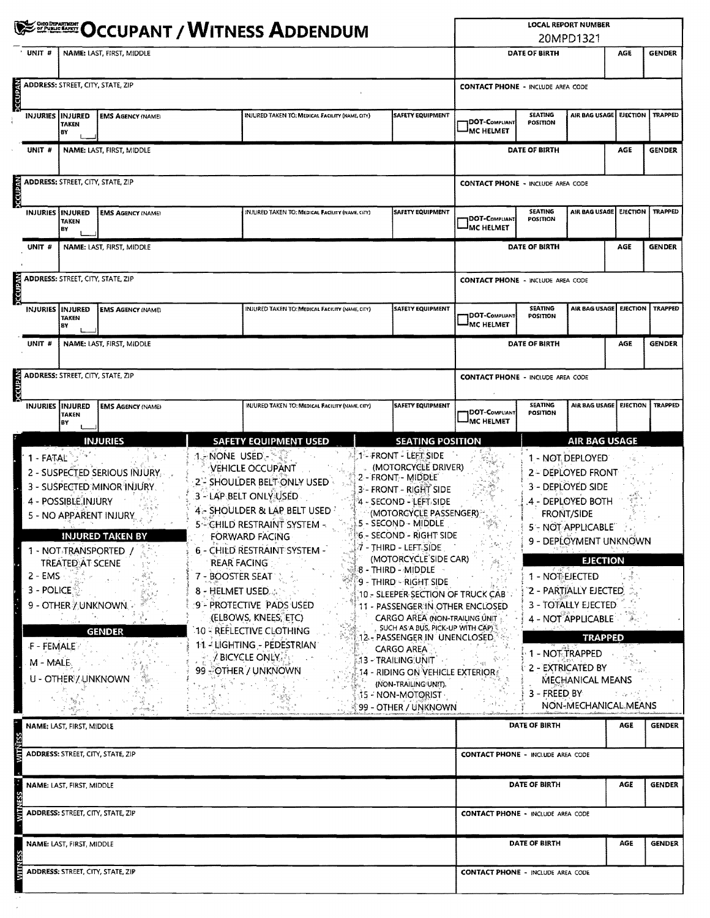# OHIO DEPARTMENT OF PUBLIC SAFETY — OCCUPANT / WITNESS ADDENDUM

**LOCAL REPORT NUMBER:** 20MPD1321

## OCCUPANT

| UNIT # | NAME: LAST, FIRST, MIDDLE | DATE OF BIRTH | AGE | GENDER |
|---|---|---|---|---|
| | | | | |

| ADDRESS: STREET, CITY, STATE, ZIP | CONTACT PHONE - INCLUDE AREA CODE |
|---|---|
| | |

| INJURIES | INJURED TAKEN BY | EMS AGENCY (NAME) | INJURED TAKEN TO: MEDICAL FACILITY (NAME, CITY) | SAFETY EQUIPMENT | DOT-COMPLIANT MC HELMET | SEATING POSITION | AIR BAG USAGE | EJECTION | TRAPPED |
|---|---|---|---|---|---|---|---|---|---|
| | | | | | ☐ | | | | |

## OCCUPANT

| UNIT # | NAME: LAST, FIRST, MIDDLE | DATE OF BIRTH | AGE | GENDER |
|---|---|---|---|---|
| | | | | |

| ADDRESS: STREET, CITY, STATE, ZIP | CONTACT PHONE - INCLUDE AREA CODE |
|---|---|
| | |

| INJURIES | INJURED TAKEN BY | EMS AGENCY (NAME) | INJURED TAKEN TO: MEDICAL FACILITY (NAME, CITY) | SAFETY EQUIPMENT | DOT-COMPLIANT MC HELMET | SEATING POSITION | AIR BAG USAGE | EJECTION | TRAPPED |
|---|---|---|---|---|---|---|---|---|---|
| | | | | | ☐ | | | | |

## OCCUPANT

| UNIT # | NAME: LAST, FIRST, MIDDLE | DATE OF BIRTH | AGE | GENDER |
|---|---|---|---|---|
| | | | | |

| ADDRESS: STREET, CITY, STATE, ZIP | CONTACT PHONE - INCLUDE AREA CODE |
|---|---|
| | |

| INJURIES | INJURED TAKEN BY | EMS AGENCY (NAME) | INJURED TAKEN TO: MEDICAL FACILITY (NAME, CITY) | SAFETY EQUIPMENT | DOT-COMPLIANT MC HELMET | SEATING POSITION | AIR BAG USAGE | EJECTION | TRAPPED |
|---|---|---|---|---|---|---|---|---|---|
| | | | | | ☐ | | | | |

## OCCUPANT

| UNIT # | NAME: LAST, FIRST, MIDDLE | DATE OF BIRTH | AGE | GENDER |
|---|---|---|---|---|
| | | | | |

| ADDRESS: STREET, CITY, STATE, ZIP | CONTACT PHONE - INCLUDE AREA CODE |
|---|---|
| | |

| INJURIES | INJURED TAKEN BY | EMS AGENCY (NAME) | INJURED TAKEN TO: MEDICAL FACILITY (NAME, CITY) | SAFETY EQUIPMENT | DOT-COMPLIANT MC HELMET | SEATING POSITION | AIR BAG USAGE | EJECTION | TRAPPED |
|---|---|---|---|---|---|---|---|---|---|
| | | | | | ☐ | | | | |

### INJURIES
1 - FATAL
2 - SUSPECTED SERIOUS INJURY
3 - SUSPECTED MINOR INJURY
4 - POSSIBLE INJURY
5 - NO APPARENT INJURY

### INJURED TAKEN BY
1 - NOT TRANSPORTED / TREATED AT SCENE
2 - EMS
3 - POLICE
9 - OTHER / UNKNOWN

### GENDER
F - FEMALE
M - MALE
U - OTHER / UNKNOWN

### SAFETY EQUIPMENT USED
1 - NONE USED - VEHICLE OCCUPANT
2 - SHOULDER BELT ONLY USED
3 - LAP BELT ONLY USED
4 - SHOULDER & LAP BELT USED
5 - CHILD RESTRAINT SYSTEM - FORWARD FACING
6 - CHILD RESTRAINT SYSTEM - REAR FACING
7 - BOOSTER SEAT
8 - HELMET USED
9 - PROTECTIVE PADS USED (ELBOWS, KNEES, ETC)
10 - REFLECTIVE CLOTHING
11 - LIGHTING - PEDESTRIAN / BICYCLE ONLY
99 - OTHER / UNKNOWN

### SEATING POSITION
1 - FRONT - LEFT SIDE (MOTORCYCLE DRIVER)
2 - FRONT - MIDDLE
3 - FRONT - RIGHT SIDE
4 - SECOND - LEFT SIDE (MOTORCYCLE PASSENGER)
5 - SECOND - MIDDLE
6 - SECOND - RIGHT SIDE
7 - THIRD - LEFT SIDE (MOTORCYCLE SIDE CAR)
8 - THIRD - MIDDLE
9 - THIRD - RIGHT SIDE
10 - SLEEPER SECTION OF TRUCK CAB
11 - PASSENGER IN OTHER ENCLOSED CARGO AREA (NON-TRAILING UNIT SUCH AS A BUS, PICK-UP WITH CAP)
12 - PASSENGER IN UNENCLOSED CARGO AREA
13 - TRAILING UNIT
14 - RIDING ON VEHICLE EXTERIOR (NON-TRAILING UNIT)
15 - NON-MOTORIST
99 - OTHER / UNKNOWN

### AIR BAG USAGE
1 - NOT DEPLOYED
2 - DEPLOYED FRONT
3 - DEPLOYED SIDE
4 - DEPLOYED BOTH FRONT/SIDE
5 - NOT APPLICABLE
9 - DEPLOYMENT UNKNOWN

### EJECTION
1 - NOT EJECTED
2 - PARTIALLY EJECTED
3 - TOTALLY EJECTED
4 - NOT APPLICABLE

### TRAPPED
1 - NOT TRAPPED
2 - EXTRICATED BY MECHANICAL MEANS
3 - FREED BY NON-MECHANICAL MEANS

## WITNESS

| NAME: LAST, FIRST, MIDDLE | DATE OF BIRTH | AGE | GENDER |
|---|---|---|---|
| | | | |

| ADDRESS: STREET, CITY, STATE, ZIP | CONTACT PHONE - INCLUDE AREA CODE |
|---|---|
| | |

## WITNESS

| NAME: LAST, FIRST, MIDDLE | DATE OF BIRTH | AGE | GENDER |
|---|---|---|---|
| | | | |

| ADDRESS: STREET, CITY, STATE, ZIP | CONTACT PHONE - INCLUDE AREA CODE |
|---|---|
| | |

## WITNESS

| NAME: LAST, FIRST, MIDDLE | DATE OF BIRTH | AGE | GENDER |
|---|---|---|---|
| | | | |

| ADDRESS: STREET, CITY, STATE, ZIP | CONTACT PHONE - INCLUDE AREA CODE |
|---|---|
| | |